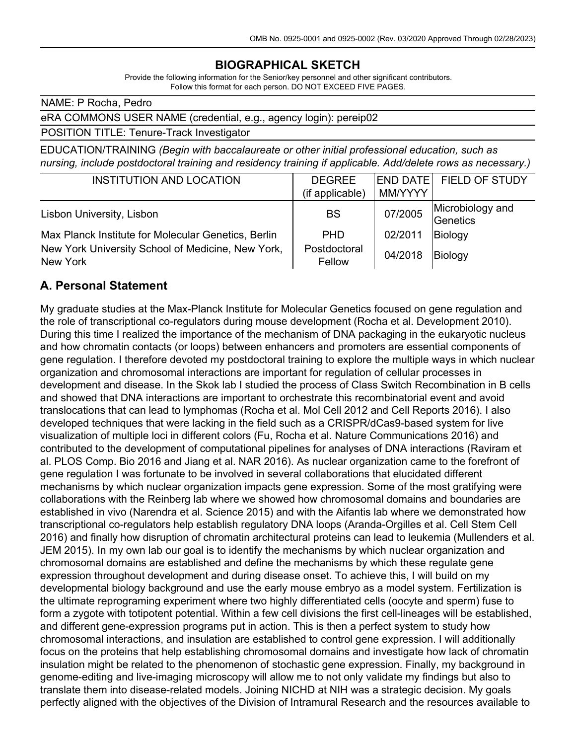OMB No. 0925-0001 and 0925-0002 (Rev. 03/2020 Approved Through 02/28/2023)

# BIOGRAPHICAL SKETCH

Provide the following information for the Senior/key personnel and other significant contributors.
Follow this format for each person. DO NOT EXCEED FIVE PAGES.

NAME: P Rocha, Pedro

eRA COMMONS USER NAME (credential, e.g., agency login): pereip02

POSITION TITLE: Tenure-Track Investigator

EDUCATION/TRAINING *(Begin with baccalaureate or other initial professional education, such as nursing, include postdoctoral training and residency training if applicable. Add/delete rows as necessary.)*

| INSTITUTION AND LOCATION | DEGREE (if applicable) | END DATE MM/YYYY | FIELD OF STUDY |
|---|---|---|---|
| Lisbon University, Lisbon | BS | 07/2005 | Microbiology and Genetics |
| Max Planck Institute for Molecular Genetics, Berlin | PHD | 02/2011 | Biology |
| New York University School of Medicine, New York, New York | Postdoctoral Fellow | 04/2018 | Biology |

## A. Personal Statement

My graduate studies at the Max-Planck Institute for Molecular Genetics focused on gene regulation and the role of transcriptional co-regulators during mouse development (Rocha et al. Development 2010). During this time I realized the importance of the mechanism of DNA packaging in the eukaryotic nucleus and how chromatin contacts (or loops) between enhancers and promoters are essential components of gene regulation. I therefore devoted my postdoctoral training to explore the multiple ways in which nuclear organization and chromosomal interactions are important for regulation of cellular processes in development and disease. In the Skok lab I studied the process of Class Switch Recombination in B cells and showed that DNA interactions are important to orchestrate this recombinatorial event and avoid translocations that can lead to lymphomas (Rocha et al. Mol Cell 2012 and Cell Reports 2016). I also developed techniques that were lacking in the field such as a CRISPR/dCas9-based system for live visualization of multiple loci in different colors (Fu, Rocha et al. Nature Communications 2016) and contributed to the development of computational pipelines for analyses of DNA interactions (Raviram et al. PLOS Comp. Bio 2016 and Jiang et al. NAR 2016). As nuclear organization came to the forefront of gene regulation I was fortunate to be involved in several collaborations that elucidated different mechanisms by which nuclear organization impacts gene expression. Some of the most gratifying were collaborations with the Reinberg lab where we showed how chromosomal domains and boundaries are established in vivo (Narendra et al. Science 2015) and with the Aifantis lab where we demonstrated how transcriptional co-regulators help establish regulatory DNA loops (Aranda-Orgilles et al. Cell Stem Cell 2016) and finally how disruption of chromatin architectural proteins can lead to leukemia (Mullenders et al. JEM 2015). In my own lab our goal is to identify the mechanisms by which nuclear organization and chromosomal domains are established and define the mechanisms by which these regulate gene expression throughout development and during disease onset. To achieve this, I will build on my developmental biology background and use the early mouse embryo as a model system. Fertilization is the ultimate reprograming experiment where two highly differentiated cells (oocyte and sperm) fuse to form a zygote with totipotent potential. Within a few cell divisions the first cell-lineages will be established, and different gene-expression programs put in action. This is then a perfect system to study how chromosomal interactions, and insulation are established to control gene expression. I will additionally focus on the proteins that help establishing chromosomal domains and investigate how lack of chromatin insulation might be related to the phenomenon of stochastic gene expression. Finally, my background in genome-editing and live-imaging microscopy will allow me to not only validate my findings but also to translate them into disease-related models. Joining NICHD at NIH was a strategic decision. My goals perfectly aligned with the objectives of the Division of Intramural Research and the resources available to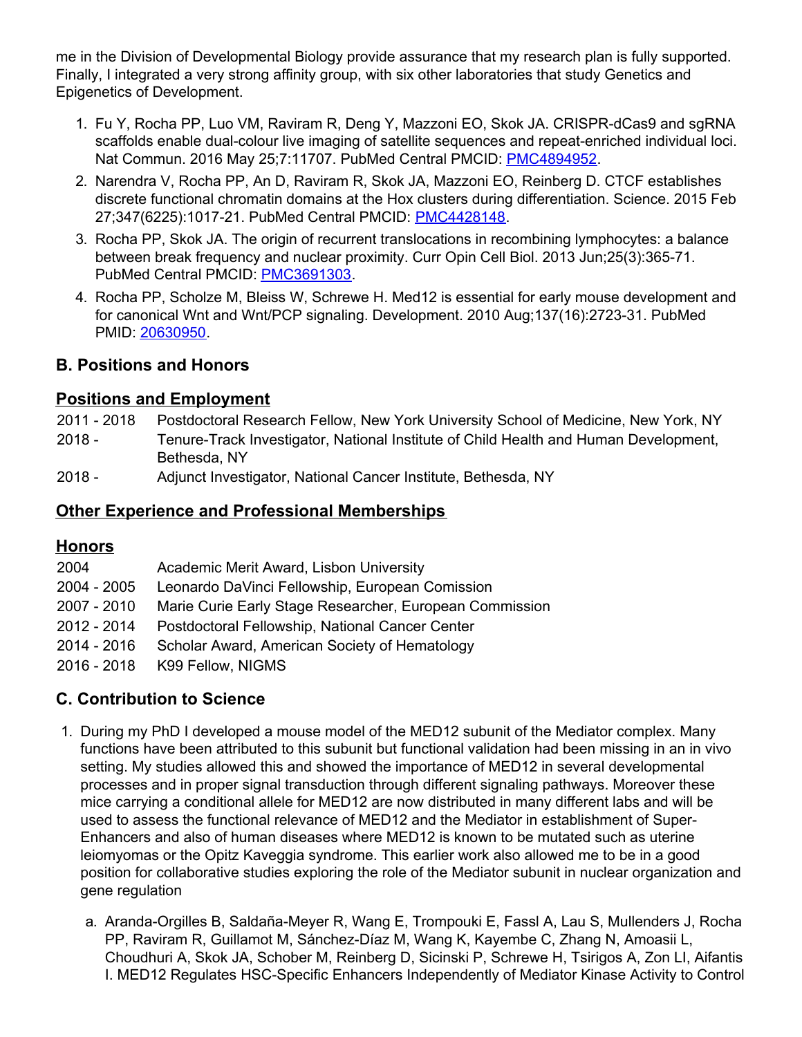me in the Division of Developmental Biology provide assurance that my research plan is fully supported. Finally, I integrated a very strong affinity group, with six other laboratories that study Genetics and Epigenetics of Development.

1. Fu Y, Rocha PP, Luo VM, Raviram R, Deng Y, Mazzoni EO, Skok JA. CRISPR-dCas9 and sgRNA scaffolds enable dual-colour live imaging of satellite sequences and repeat-enriched individual loci. Nat Commun. 2016 May 25;7:11707. PubMed Central PMCID: PMC4894952.
2. Narendra V, Rocha PP, An D, Raviram R, Skok JA, Mazzoni EO, Reinberg D. CTCF establishes discrete functional chromatin domains at the Hox clusters during differentiation. Science. 2015 Feb 27;347(6225):1017-21. PubMed Central PMCID: PMC4428148.
3. Rocha PP, Skok JA. The origin of recurrent translocations in recombining lymphocytes: a balance between break frequency and nuclear proximity. Curr Opin Cell Biol. 2013 Jun;25(3):365-71. PubMed Central PMCID: PMC3691303.
4. Rocha PP, Scholze M, Bleiss W, Schrewe H. Med12 is essential for early mouse development and for canonical Wnt and Wnt/PCP signaling. Development. 2010 Aug;137(16):2723-31. PubMed PMID: 20630950.

## B. Positions and Honors

### Positions and Employment

| | |
|---|---|
| 2011 - 2018 | Postdoctoral Research Fellow, New York University School of Medicine, New York, NY |
| 2018 - | Tenure-Track Investigator, National Institute of Child Health and Human Development, Bethesda, NY |
| 2018 - | Adjunct Investigator, National Cancer Institute, Bethesda, NY |

### Other Experience and Professional Memberships

### Honors

| | |
|---|---|
| 2004 | Academic Merit Award, Lisbon University |
| 2004 - 2005 | Leonardo DaVinci Fellowship, European Comission |
| 2007 - 2010 | Marie Curie Early Stage Researcher, European Commission |
| 2012 - 2014 | Postdoctoral Fellowship, National Cancer Center |
| 2014 - 2016 | Scholar Award, American Society of Hematology |
| 2016 - 2018 | K99 Fellow, NIGMS |

## C. Contribution to Science

1. During my PhD I developed a mouse model of the MED12 subunit of the Mediator complex. Many functions have been attributed to this subunit but functional validation had been missing in an in vivo setting. My studies allowed this and showed the importance of MED12 in several developmental processes and in proper signal transduction through different signaling pathways. Moreover these mice carrying a conditional allele for MED12 are now distributed in many different labs and will be used to assess the functional relevance of MED12 and the Mediator in establishment of Super-Enhancers and also of human diseases where MED12 is known to be mutated such as uterine leiomyomas or the Opitz Kaveggia syndrome. This earlier work also allowed me to be in a good position for collaborative studies exploring the role of the Mediator subunit in nuclear organization and gene regulation

   a. Aranda-Orgilles B, Saldaña-Meyer R, Wang E, Trompouki E, Fassl A, Lau S, Mullenders J, Rocha PP, Raviram R, Guillamot M, Sánchez-Díaz M, Wang K, Kayembe C, Zhang N, Amoasii L, Choudhuri A, Skok JA, Schober M, Reinberg D, Sicinski P, Schrewe H, Tsirigos A, Zon LI, Aifantis I. MED12 Regulates HSC-Specific Enhancers Independently of Mediator Kinase Activity to Control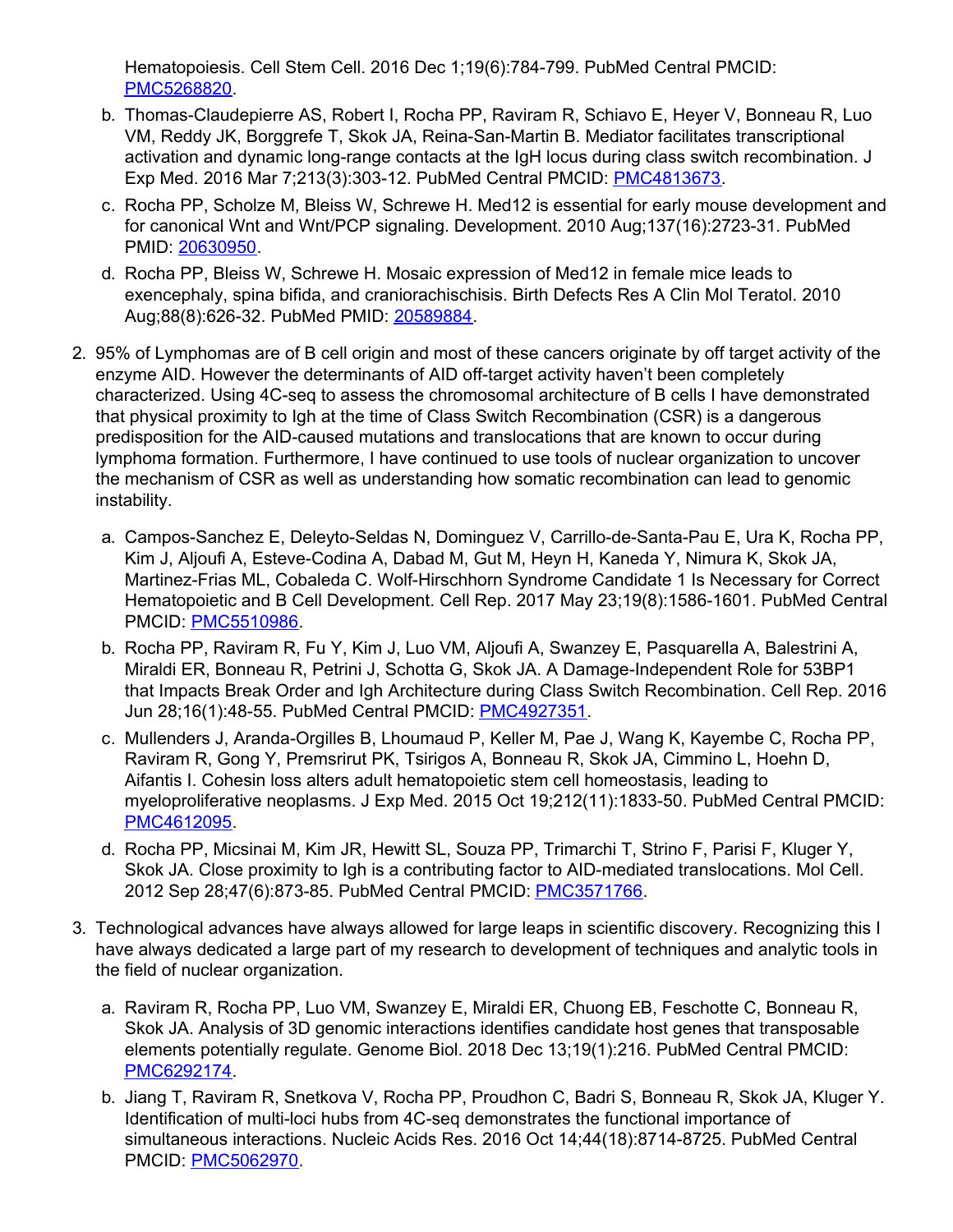Hematopoiesis. Cell Stem Cell. 2016 Dec 1;19(6):784-799. PubMed Central PMCID: PMC5268820.

b. Thomas-Claudepierre AS, Robert I, Rocha PP, Raviram R, Schiavo E, Heyer V, Bonneau R, Luo VM, Reddy JK, Borggrefe T, Skok JA, Reina-San-Martin B. Mediator facilitates transcriptional activation and dynamic long-range contacts at the IgH locus during class switch recombination. J Exp Med. 2016 Mar 7;213(3):303-12. PubMed Central PMCID: PMC4813673.

c. Rocha PP, Scholze M, Bleiss W, Schrewe H. Med12 is essential for early mouse development and for canonical Wnt and Wnt/PCP signaling. Development. 2010 Aug;137(16):2723-31. PubMed PMID: 20630950.

d. Rocha PP, Bleiss W, Schrewe H. Mosaic expression of Med12 in female mice leads to exencephaly, spina bifida, and craniorachischisis. Birth Defects Res A Clin Mol Teratol. 2010 Aug;88(8):626-32. PubMed PMID: 20589884.

2. 95% of Lymphomas are of B cell origin and most of these cancers originate by off target activity of the enzyme AID. However the determinants of AID off-target activity haven't been completely characterized. Using 4C-seq to assess the chromosomal architecture of B cells I have demonstrated that physical proximity to Igh at the time of Class Switch Recombination (CSR) is a dangerous predisposition for the AID-caused mutations and translocations that are known to occur during lymphoma formation. Furthermore, I have continued to use tools of nuclear organization to uncover the mechanism of CSR as well as understanding how somatic recombination can lead to genomic instability.

   a. Campos-Sanchez E, Deleyto-Seldas N, Dominguez V, Carrillo-de-Santa-Pau E, Ura K, Rocha PP, Kim J, Aljoufi A, Esteve-Codina A, Dabad M, Gut M, Heyn H, Kaneda Y, Nimura K, Skok JA, Martinez-Frias ML, Cobaleda C. Wolf-Hirschhorn Syndrome Candidate 1 Is Necessary for Correct Hematopoietic and B Cell Development. Cell Rep. 2017 May 23;19(8):1586-1601. PubMed Central PMCID: PMC5510986.

   b. Rocha PP, Raviram R, Fu Y, Kim J, Luo VM, Aljoufi A, Swanzey E, Pasquarella A, Balestrini A, Miraldi ER, Bonneau R, Petrini J, Schotta G, Skok JA. A Damage-Independent Role for 53BP1 that Impacts Break Order and Igh Architecture during Class Switch Recombination. Cell Rep. 2016 Jun 28;16(1):48-55. PubMed Central PMCID: PMC4927351.

   c. Mullenders J, Aranda-Orgilles B, Lhoumaud P, Keller M, Pae J, Wang K, Kayembe C, Rocha PP, Raviram R, Gong Y, Premsrirut PK, Tsirigos A, Bonneau R, Skok JA, Cimmino L, Hoehn D, Aifantis I. Cohesin loss alters adult hematopoietic stem cell homeostasis, leading to myeloproliferative neoplasms. J Exp Med. 2015 Oct 19;212(11):1833-50. PubMed Central PMCID: PMC4612095.

   d. Rocha PP, Micsinai M, Kim JR, Hewitt SL, Souza PP, Trimarchi T, Strino F, Parisi F, Kluger Y, Skok JA. Close proximity to Igh is a contributing factor to AID-mediated translocations. Mol Cell. 2012 Sep 28;47(6):873-85. PubMed Central PMCID: PMC3571766.

3. Technological advances have always allowed for large leaps in scientific discovery. Recognizing this I have always dedicated a large part of my research to development of techniques and analytic tools in the field of nuclear organization.

   a. Raviram R, Rocha PP, Luo VM, Swanzey E, Miraldi ER, Chuong EB, Feschotte C, Bonneau R, Skok JA. Analysis of 3D genomic interactions identifies candidate host genes that transposable elements potentially regulate. Genome Biol. 2018 Dec 13;19(1):216. PubMed Central PMCID: PMC6292174.

   b. Jiang T, Raviram R, Snetkova V, Rocha PP, Proudhon C, Badri S, Bonneau R, Skok JA, Kluger Y. Identification of multi-loci hubs from 4C-seq demonstrates the functional importance of simultaneous interactions. Nucleic Acids Res. 2016 Oct 14;44(18):8714-8725. PubMed Central PMCID: PMC5062970.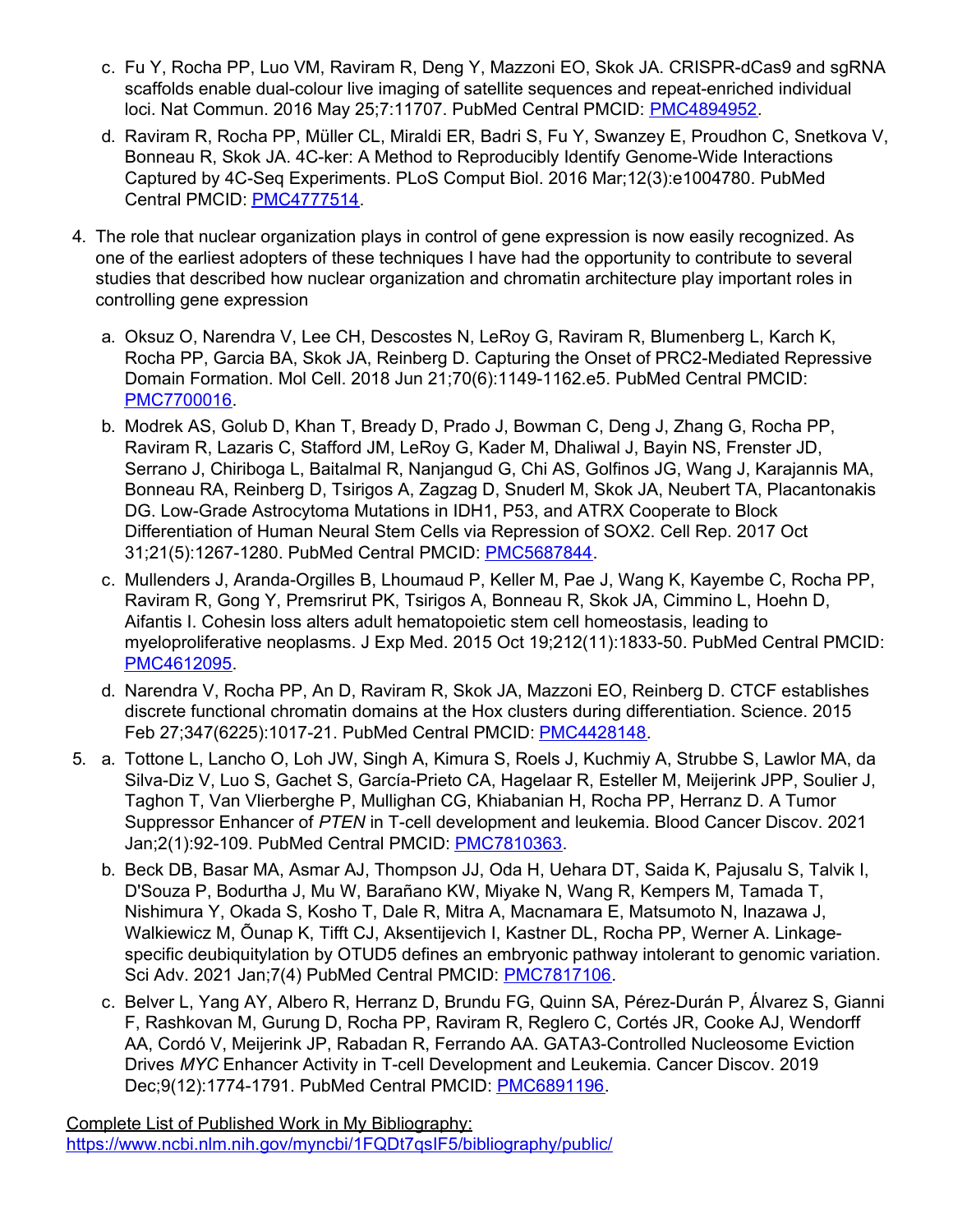c. Fu Y, Rocha PP, Luo VM, Raviram R, Deng Y, Mazzoni EO, Skok JA. CRISPR-dCas9 and sgRNA scaffolds enable dual-colour live imaging of satellite sequences and repeat-enriched individual loci. Nat Commun. 2016 May 25;7:11707. PubMed Central PMCID: [PMC4894952](PMC4894952).

   d. Raviram R, Rocha PP, Müller CL, Miraldi ER, Badri S, Fu Y, Swanzey E, Proudhon C, Snetkova V, Bonneau R, Skok JA. 4C-ker: A Method to Reproducibly Identify Genome-Wide Interactions Captured by 4C-Seq Experiments. PLoS Comput Biol. 2016 Mar;12(3):e1004780. PubMed Central PMCID: [PMC4777514](PMC4777514).

4. The role that nuclear organization plays in control of gene expression is now easily recognized. As one of the earliest adopters of these techniques I have had the opportunity to contribute to several studies that described how nuclear organization and chromatin architecture play important roles in controlling gene expression

   a. Oksuz O, Narendra V, Lee CH, Descostes N, LeRoy G, Raviram R, Blumenberg L, Karch K, Rocha PP, Garcia BA, Skok JA, Reinberg D. Capturing the Onset of PRC2-Mediated Repressive Domain Formation. Mol Cell. 2018 Jun 21;70(6):1149-1162.e5. PubMed Central PMCID: [PMC7700016](PMC7700016).

   b. Modrek AS, Golub D, Khan T, Bready D, Prado J, Bowman C, Deng J, Zhang G, Rocha PP, Raviram R, Lazaris C, Stafford JM, LeRoy G, Kader M, Dhaliwal J, Bayin NS, Frenster JD, Serrano J, Chiriboga L, Baitalmal R, Nanjangud G, Chi AS, Golfinos JG, Wang J, Karajannis MA, Bonneau RA, Reinberg D, Tsirigos A, Zagzag D, Snuderl M, Skok JA, Neubert TA, Placantonakis DG. Low-Grade Astrocytoma Mutations in IDH1, P53, and ATRX Cooperate to Block Differentiation of Human Neural Stem Cells via Repression of SOX2. Cell Rep. 2017 Oct 31;21(5):1267-1280. PubMed Central PMCID: [PMC5687844](PMC5687844).

   c. Mullenders J, Aranda-Orgilles B, Lhoumaud P, Keller M, Pae J, Wang K, Kayembe C, Rocha PP, Raviram R, Gong Y, Premsrirut PK, Tsirigos A, Bonneau R, Skok JA, Cimmino L, Hoehn D, Aifantis I. Cohesin loss alters adult hematopoietic stem cell homeostasis, leading to myeloproliferative neoplasms. J Exp Med. 2015 Oct 19;212(11):1833-50. PubMed Central PMCID: [PMC4612095](PMC4612095).

   d. Narendra V, Rocha PP, An D, Raviram R, Skok JA, Mazzoni EO, Reinberg D. CTCF establishes discrete functional chromatin domains at the Hox clusters during differentiation. Science. 2015 Feb 27;347(6225):1017-21. PubMed Central PMCID: [PMC4428148](PMC4428148).

5. a. Tottone L, Lancho O, Loh JW, Singh A, Kimura S, Roels J, Kuchmiy A, Strubbe S, Lawlor MA, da Silva-Diz V, Luo S, Gachet S, García-Prieto CA, Hagelaar R, Esteller M, Meijerink JPP, Soulier J, Taghon T, Van Vlierberghe P, Mullighan CG, Khiabanian H, Rocha PP, Herranz D. A Tumor Suppressor Enhancer of *PTEN* in T-cell development and leukemia. Blood Cancer Discov. 2021 Jan;2(1):92-109. PubMed Central PMCID: [PMC7810363](PMC7810363).

   b. Beck DB, Basar MA, Asmar AJ, Thompson JJ, Oda H, Uehara DT, Saida K, Pajusalu S, Talvik I, D'Souza P, Bodurtha J, Mu W, Barañano KW, Miyake N, Wang R, Kempers M, Tamada T, Nishimura Y, Okada S, Kosho T, Dale R, Mitra A, Macnamara E, Matsumoto N, Inazawa J, Walkiewicz M, Õunap K, Tifft CJ, Aksentijevich I, Kastner DL, Rocha PP, Werner A. Linkage-specific deubiquitylation by OTUD5 defines an embryonic pathway intolerant to genomic variation. Sci Adv. 2021 Jan;7(4) PubMed Central PMCID: [PMC7817106](PMC7817106).

   c. Belver L, Yang AY, Albero R, Herranz D, Brundu FG, Quinn SA, Pérez-Durán P, Álvarez S, Gianni F, Rashkovan M, Gurung D, Rocha PP, Raviram R, Reglero C, Cortés JR, Cooke AJ, Wendorff AA, Cordó V, Meijerink JP, Rabadan R, Ferrando AA. GATA3-Controlled Nucleosome Eviction Drives *MYC* Enhancer Activity in T-cell Development and Leukemia. Cancer Discov. 2019 Dec;9(12):1774-1791. PubMed Central PMCID: [PMC6891196](PMC6891196).

Complete List of Published Work in My Bibliography:
https://www.ncbi.nlm.nih.gov/myncbi/1FQDt7qsIF5/bibliography/public/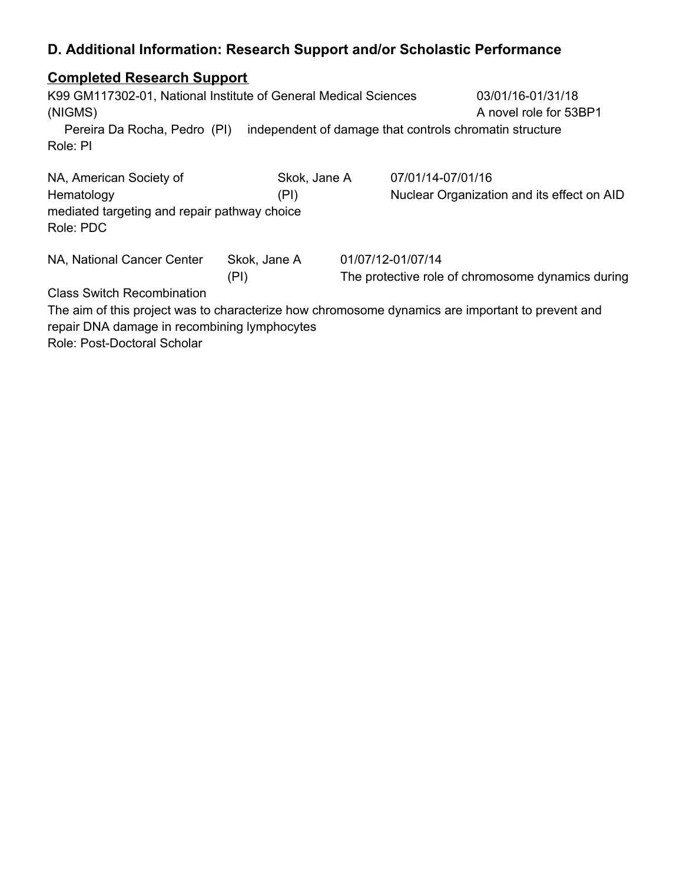### D. Additional Information: Research Support and/or Scholastic Performance

**Completed Research Support**

K99 GM117302-01, National Institute of General Medical Sciences (NIGMS)
Pereira Da Rocha, Pedro (PI)
03/01/16-01/31/18
A novel role for 53BP1 independent of damage that controls chromatin structure
Role: PI

NA, American Society of Hematology
Skok, Jane A (PI)
07/01/14-07/01/16
Nuclear Organization and its effect on AID mediated targeting and repair pathway choice
Role: PDC

NA, National Cancer Center
Skok, Jane A (PI)
01/07/12-01/07/14
The protective role of chromosome dynamics during Class Switch Recombination
The aim of this project was to characterize how chromosome dynamics are important to prevent and repair DNA damage in recombining lymphocytes
Role: Post-Doctoral Scholar